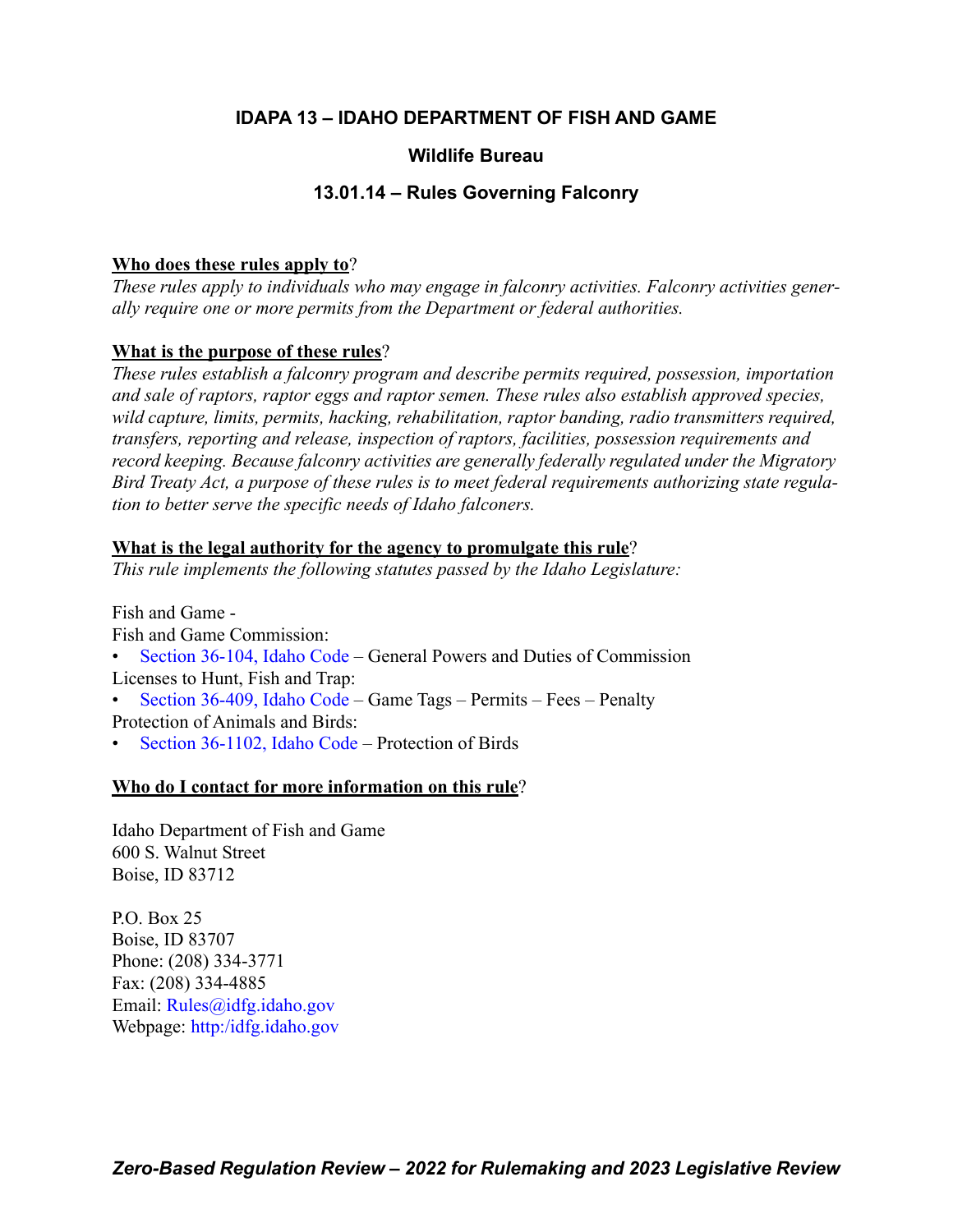# IDAPA 13 – IDAHO DEPARTMENT OF FISH AND GAME

## Wildlife Bureau

## 13.01.14 – Rules Governing Falconry

**<u>Who does these rules apply to</u>?**

*These rules apply to individuals who may engage in falconry activities. Falconry activities generally require one or more permits from the Department or federal authorities.*

**<u>What is the purpose of these rules</u>?**

*These rules establish a falconry program and describe permits required, possession, importation and sale of raptors, raptor eggs and raptor semen. These rules also establish approved species, wild capture, limits, permits, hacking, rehabilitation, raptor banding, radio transmitters required, transfers, reporting and release, inspection of raptors, facilities, possession requirements and record keeping. Because falconry activities are generally federally regulated under the Migratory Bird Treaty Act, a purpose of these rules is to meet federal requirements authorizing state regulation to better serve the specific needs of Idaho falconers.*

**<u>What is the legal authority for the agency to promulgate this rule</u>?**

*This rule implements the following statutes passed by the Idaho Legislature:*

Fish and Game -

Fish and Game Commission:
- Section 36-104, Idaho Code – General Powers and Duties of Commission

Licenses to Hunt, Fish and Trap:
- Section 36-409, Idaho Code – Game Tags – Permits – Fees – Penalty

Protection of Animals and Birds:
- Section 36-1102, Idaho Code – Protection of Birds

**<u>Who do I contact for more information on this rule</u>?**

Idaho Department of Fish and Game
600 S. Walnut Street
Boise, ID 83712

P.O. Box 25
Boise, ID 83707
Phone: (208) 334-3771
Fax: (208) 334-4885
Email: Rules@idfg.idaho.gov
Webpage: http:/idfg.idaho.gov

***Zero-Based Regulation Review – 2022 for Rulemaking and 2023 Legislative Review***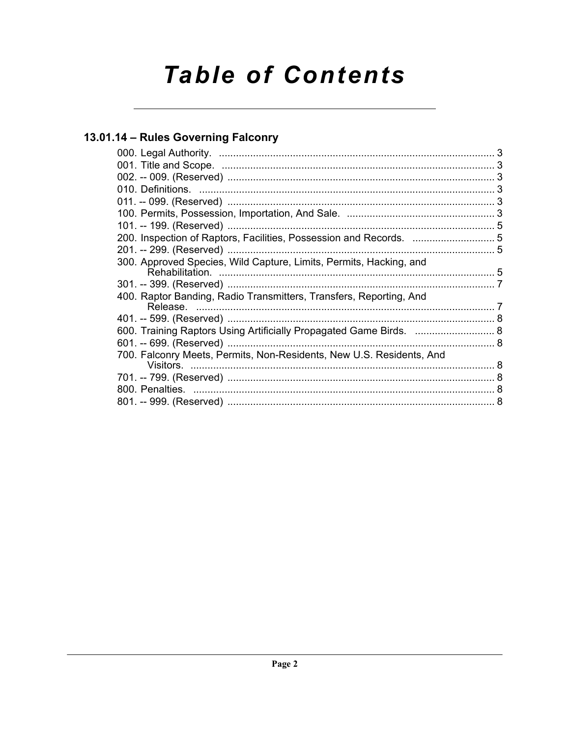# Table of Contents

## 13.01.14 – Rules Governing Falconry

000. Legal Authority. ........................................................................................ 3
001. Title and Scope. ........................................................................................ 3
002. -- 009. (Reserved) ...................................................................................... 3
010. Definitions. ................................................................................................ 3
011. -- 099. (Reserved) ...................................................................................... 3
100. Permits, Possession, Importation, And Sale. ............................................. 3
101. -- 199. (Reserved) ...................................................................................... 5
200. Inspection of Raptors, Facilities, Possession and Records. ........................ 5
201. -- 299. (Reserved) ...................................................................................... 5
300. Approved Species, Wild Capture, Limits, Permits, Hacking, and Rehabilitation. ........................................................................................ 5
301. -- 399. (Reserved) ...................................................................................... 7
400. Raptor Banding, Radio Transmitters, Transfers, Reporting, And Release. ................................................................................................. 7
401. -- 599. (Reserved) ...................................................................................... 8
600. Training Raptors Using Artificially Propagated Game Birds. ..................... 8
601. -- 699. (Reserved) ...................................................................................... 8
700. Falconry Meets, Permits, Non-Residents, New U.S. Residents, And Visitors. .................................................................................................. 8
701. -- 799. (Reserved) ...................................................................................... 8
800. Penalties. .................................................................................................. 8
801. -- 999. (Reserved) ...................................................................................... 8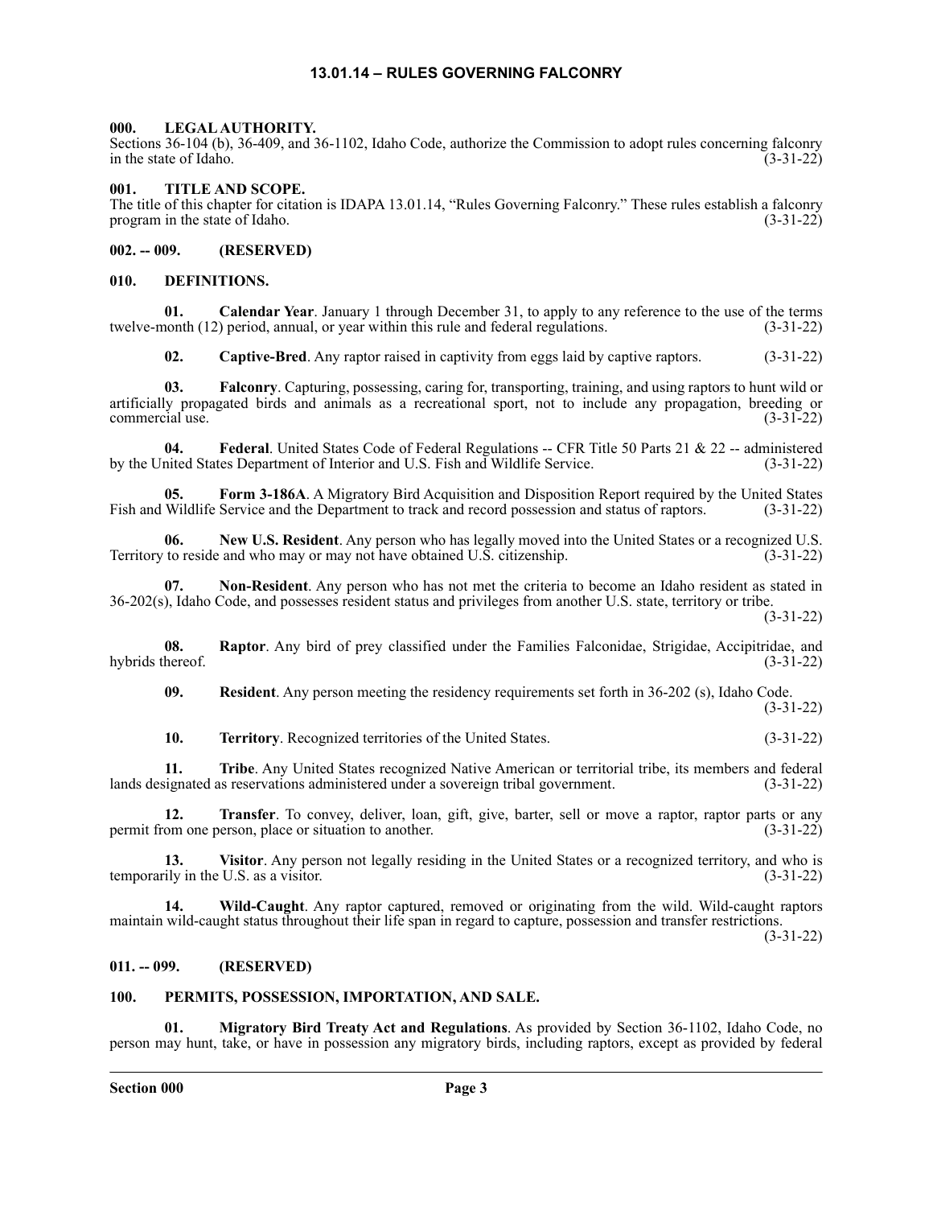# 13.01.14 – RULES GOVERNING FALCONRY

## 000. LEGAL AUTHORITY.

Sections 36-104 (b), 36-409, and 36-1102, Idaho Code, authorize the Commission to adopt rules concerning falconry in the state of Idaho. (3-31-22)

## 001. TITLE AND SCOPE.

The title of this chapter for citation is IDAPA 13.01.14, "Rules Governing Falconry." These rules establish a falconry program in the state of Idaho. (3-31-22)

## 002. -- 009. (RESERVED)

## 010. DEFINITIONS.

**01. Calendar Year**. January 1 through December 31, to apply to any reference to the use of the terms twelve-month (12) period, annual, or year within this rule and federal regulations. (3-31-22)

**02. Captive-Bred**. Any raptor raised in captivity from eggs laid by captive raptors. (3-31-22)

**03. Falconry**. Capturing, possessing, caring for, transporting, training, and using raptors to hunt wild or artificially propagated birds and animals as a recreational sport, not to include any propagation, breeding or commercial use. (3-31-22)

**04. Federal**. United States Code of Federal Regulations -- CFR Title 50 Parts 21 & 22 -- administered by the United States Department of Interior and U.S. Fish and Wildlife Service. (3-31-22)

**05. Form 3-186A**. A Migratory Bird Acquisition and Disposition Report required by the United States Fish and Wildlife Service and the Department to track and record possession and status of raptors. (3-31-22)

**06. New U.S. Resident**. Any person who has legally moved into the United States or a recognized U.S. Territory to reside and who may or may not have obtained U.S. citizenship. (3-31-22)

**07. Non-Resident**. Any person who has not met the criteria to become an Idaho resident as stated in 36-202(s), Idaho Code, and possesses resident status and privileges from another U.S. state, territory or tribe. (3-31-22)

**08. Raptor**. Any bird of prey classified under the Families Falconidae, Strigidae, Accipitridae, and hybrids thereof. (3-31-22)

**09. Resident**. Any person meeting the residency requirements set forth in 36-202 (s), Idaho Code. (3-31-22)

**10. Territory**. Recognized territories of the United States. (3-31-22)

**11. Tribe**. Any United States recognized Native American or territorial tribe, its members and federal lands designated as reservations administered under a sovereign tribal government. (3-31-22)

**12. Transfer**. To convey, deliver, loan, gift, give, barter, sell or move a raptor, raptor parts or any permit from one person, place or situation to another. (3-31-22)

**13. Visitor**. Any person not legally residing in the United States or a recognized territory, and who is temporarily in the U.S. as a visitor. (3-31-22)

**14. Wild-Caught**. Any raptor captured, removed or originating from the wild. Wild-caught raptors maintain wild-caught status throughout their life span in regard to capture, possession and transfer restrictions. (3-31-22)

## 011. -- 099. (RESERVED)

## 100. PERMITS, POSSESSION, IMPORTATION, AND SALE.

**01. Migratory Bird Treaty Act and Regulations**. As provided by Section 36-1102, Idaho Code, no person may hunt, take, or have in possession any migratory birds, including raptors, except as provided by federal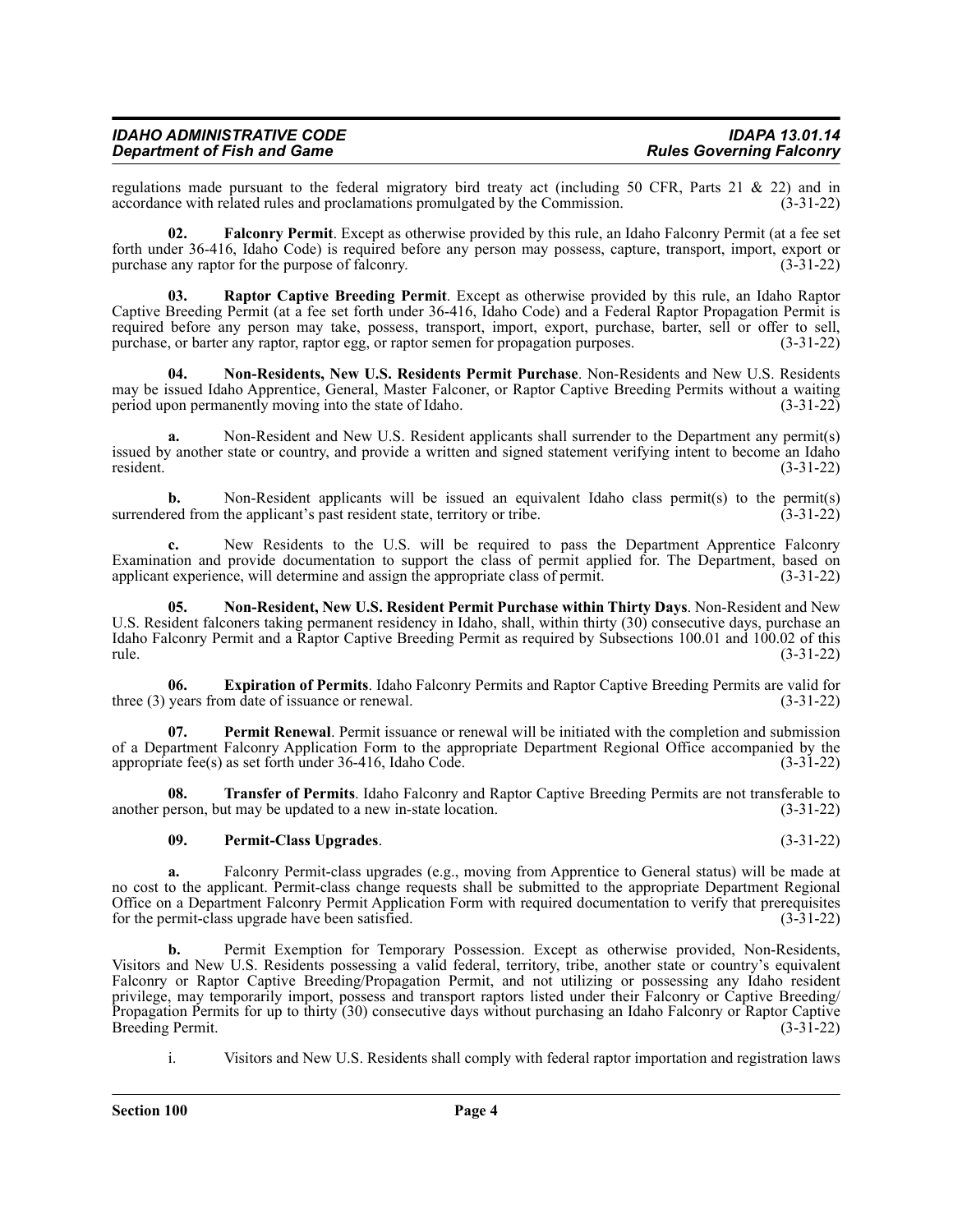regulations made pursuant to the federal migratory bird treaty act (including 50 CFR, Parts 21 & 22) and in accordance with related rules and proclamations promulgated by the Commission. (3-31-22)

**02. Falconry Permit**. Except as otherwise provided by this rule, an Idaho Falconry Permit (at a fee set forth under 36-416, Idaho Code) is required before any person may possess, capture, transport, import, export or purchase any raptor for the purpose of falconry. (3-31-22)

**03. Raptor Captive Breeding Permit**. Except as otherwise provided by this rule, an Idaho Raptor Captive Breeding Permit (at a fee set forth under 36-416, Idaho Code) and a Federal Raptor Propagation Permit is required before any person may take, possess, transport, import, export, purchase, barter, sell or offer to sell, purchase, or barter any raptor, raptor egg, or raptor semen for propagation purposes. (3-31-22)

**04. Non-Residents, New U.S. Residents Permit Purchase**. Non-Residents and New U.S. Residents may be issued Idaho Apprentice, General, Master Falconer, or Raptor Captive Breeding Permits without a waiting period upon permanently moving into the state of Idaho. (3-31-22)

**a.** Non-Resident and New U.S. Resident applicants shall surrender to the Department any permit(s) issued by another state or country, and provide a written and signed statement verifying intent to become an Idaho resident. (3-31-22)

**b.** Non-Resident applicants will be issued an equivalent Idaho class permit(s) to the permit(s) surrendered from the applicant's past resident state, territory or tribe. (3-31-22)

**c.** New Residents to the U.S. will be required to pass the Department Apprentice Falconry Examination and provide documentation to support the class of permit applied for. The Department, based on applicant experience, will determine and assign the appropriate class of permit. (3-31-22)

**05. Non-Resident, New U.S. Resident Permit Purchase within Thirty Days**. Non-Resident and New U.S. Resident falconers taking permanent residency in Idaho, shall, within thirty (30) consecutive days, purchase an Idaho Falconry Permit and a Raptor Captive Breeding Permit as required by Subsections 100.01 and 100.02 of this rule. (3-31-22)

**06. Expiration of Permits**. Idaho Falconry Permits and Raptor Captive Breeding Permits are valid for three (3) years from date of issuance or renewal. (3-31-22)

**07. Permit Renewal**. Permit issuance or renewal will be initiated with the completion and submission of a Department Falconry Application Form to the appropriate Department Regional Office accompanied by the appropriate fee(s) as set forth under 36-416, Idaho Code. (3-31-22)

**08. Transfer of Permits**. Idaho Falconry and Raptor Captive Breeding Permits are not transferable to another person, but may be updated to a new in-state location. (3-31-22)

**09. Permit-Class Upgrades**. (3-31-22)

**a.** Falconry Permit-class upgrades (e.g., moving from Apprentice to General status) will be made at no cost to the applicant. Permit-class change requests shall be submitted to the appropriate Department Regional Office on a Department Falconry Permit Application Form with required documentation to verify that prerequisites for the permit-class upgrade have been satisfied. (3-31-22)

**b.** Permit Exemption for Temporary Possession. Except as otherwise provided, Non-Residents, Visitors and New U.S. Residents possessing a valid federal, territory, tribe, another state or country's equivalent Falconry or Raptor Captive Breeding/Propagation Permit, and not utilizing or possessing any Idaho resident privilege, may temporarily import, possess and transport raptors listed under their Falconry or Captive Breeding/ Propagation Permits for up to thirty (30) consecutive days without purchasing an Idaho Falconry or Raptor Captive Breeding Permit. (3-31-22)

i. Visitors and New U.S. Residents shall comply with federal raptor importation and registration laws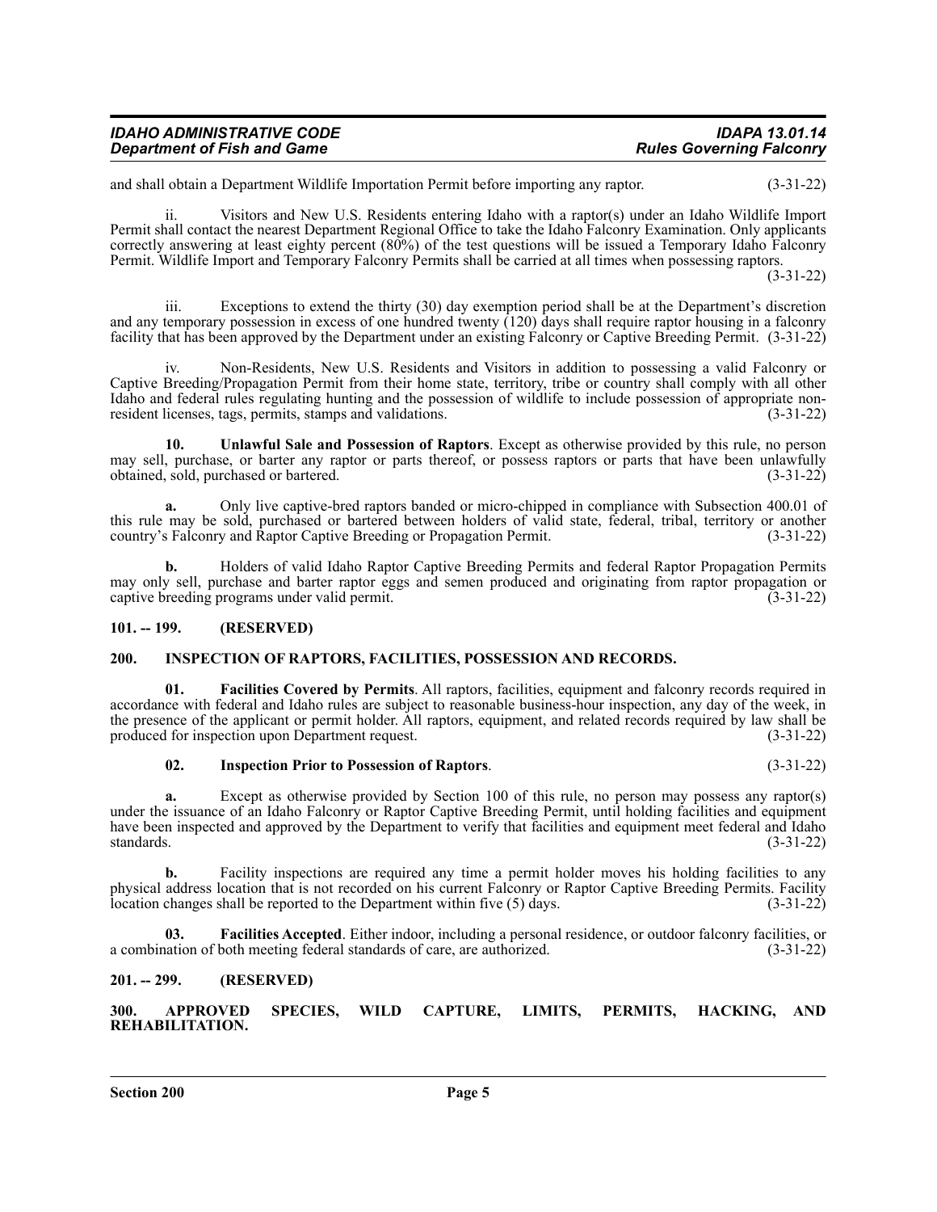and shall obtain a Department Wildlife Importation Permit before importing any raptor. (3-31-22)

ii. Visitors and New U.S. Residents entering Idaho with a raptor(s) under an Idaho Wildlife Import Permit shall contact the nearest Department Regional Office to take the Idaho Falconry Examination. Only applicants correctly answering at least eighty percent (80%) of the test questions will be issued a Temporary Idaho Falconry Permit. Wildlife Import and Temporary Falconry Permits shall be carried at all times when possessing raptors. (3-31-22)

iii. Exceptions to extend the thirty (30) day exemption period shall be at the Department's discretion and any temporary possession in excess of one hundred twenty (120) days shall require raptor housing in a falconry facility that has been approved by the Department under an existing Falconry or Captive Breeding Permit. (3-31-22)

iv. Non-Residents, New U.S. Residents and Visitors in addition to possessing a valid Falconry or Captive Breeding/Propagation Permit from their home state, territory, tribe or country shall comply with all other Idaho and federal rules regulating hunting and the possession of wildlife to include possession of appropriate non-resident licenses, tags, permits, stamps and validations. (3-31-22)

**10. Unlawful Sale and Possession of Raptors**. Except as otherwise provided by this rule, no person may sell, purchase, or barter any raptor or parts thereof, or possess raptors or parts that have been unlawfully obtained, sold, purchased or bartered. (3-31-22)

**a.** Only live captive-bred raptors banded or micro-chipped in compliance with Subsection 400.01 of this rule may be sold, purchased or bartered between holders of valid state, federal, tribal, territory or another country's Falconry and Raptor Captive Breeding or Propagation Permit. (3-31-22)

**b.** Holders of valid Idaho Raptor Captive Breeding Permits and federal Raptor Propagation Permits may only sell, purchase and barter raptor eggs and semen produced and originating from raptor propagation or captive breeding programs under valid permit. (3-31-22)

## 101. -- 199. (RESERVED)

## 200. INSPECTION OF RAPTORS, FACILITIES, POSSESSION AND RECORDS.

**01. Facilities Covered by Permits**. All raptors, facilities, equipment and falconry records required in accordance with federal and Idaho rules are subject to reasonable business-hour inspection, any day of the week, in the presence of the applicant or permit holder. All raptors, equipment, and related records required by law shall be produced for inspection upon Department request. (3-31-22)

**02. Inspection Prior to Possession of Raptors**. (3-31-22)

**a.** Except as otherwise provided by Section 100 of this rule, no person may possess any raptor(s) under the issuance of an Idaho Falconry or Raptor Captive Breeding Permit, until holding facilities and equipment have been inspected and approved by the Department to verify that facilities and equipment meet federal and Idaho standards. (3-31-22)

**b.** Facility inspections are required any time a permit holder moves his holding facilities to any physical address location that is not recorded on his current Falconry or Raptor Captive Breeding Permits. Facility location changes shall be reported to the Department within five (5) days. (3-31-22)

**03. Facilities Accepted**. Either indoor, including a personal residence, or outdoor falconry facilities, or a combination of both meeting federal standards of care, are authorized. (3-31-22)

## 201. -- 299. (RESERVED)

## 300. APPROVED SPECIES, WILD CAPTURE, LIMITS, PERMITS, HACKING, AND REHABILITATION.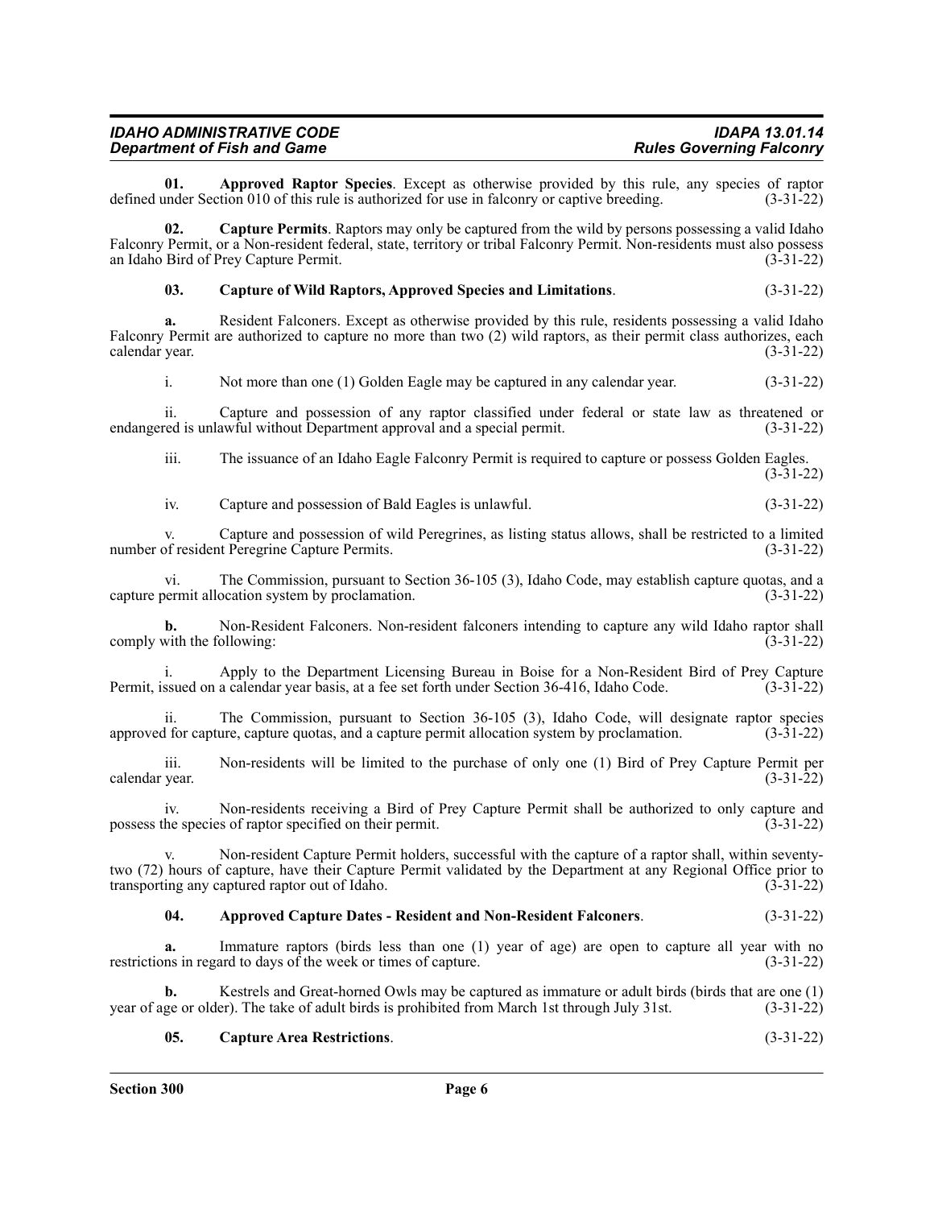**01. Approved Raptor Species**. Except as otherwise provided by this rule, any species of raptor defined under Section 010 of this rule is authorized for use in falconry or captive breeding. (3-31-22)

**02. Capture Permits**. Raptors may only be captured from the wild by persons possessing a valid Idaho Falconry Permit, or a Non-resident federal, state, territory or tribal Falconry Permit. Non-residents must also possess an Idaho Bird of Prey Capture Permit. (3-31-22)

**03. Capture of Wild Raptors, Approved Species and Limitations**. (3-31-22)

**a.** Resident Falconers. Except as otherwise provided by this rule, residents possessing a valid Idaho Falconry Permit are authorized to capture no more than two (2) wild raptors, as their permit class authorizes, each calendar year. (3-31-22)

i. Not more than one (1) Golden Eagle may be captured in any calendar year. (3-31-22)

ii. Capture and possession of any raptor classified under federal or state law as threatened or endangered is unlawful without Department approval and a special permit. (3-31-22)

iii. The issuance of an Idaho Eagle Falconry Permit is required to capture or possess Golden Eagles. (3-31-22)

iv. Capture and possession of Bald Eagles is unlawful. (3-31-22)

v. Capture and possession of wild Peregrines, as listing status allows, shall be restricted to a limited number of resident Peregrine Capture Permits. (3-31-22)

vi. The Commission, pursuant to Section 36-105 (3), Idaho Code, may establish capture quotas, and a capture permit allocation system by proclamation. (3-31-22)

**b.** Non-Resident Falconers. Non-resident falconers intending to capture any wild Idaho raptor shall comply with the following: (3-31-22)

i. Apply to the Department Licensing Bureau in Boise for a Non-Resident Bird of Prey Capture Permit, issued on a calendar year basis, at a fee set forth under Section 36-416, Idaho Code. (3-31-22)

ii. The Commission, pursuant to Section 36-105 (3), Idaho Code, will designate raptor species approved for capture, capture quotas, and a capture permit allocation system by proclamation. (3-31-22)

iii. Non-residents will be limited to the purchase of only one (1) Bird of Prey Capture Permit per calendar year. (3-31-22)

iv. Non-residents receiving a Bird of Prey Capture Permit shall be authorized to only capture and possess the species of raptor specified on their permit. (3-31-22)

v. Non-resident Capture Permit holders, successful with the capture of a raptor shall, within seventy-two (72) hours of capture, have their Capture Permit validated by the Department at any Regional Office prior to transporting any captured raptor out of Idaho. (3-31-22)

**04. Approved Capture Dates - Resident and Non-Resident Falconers**. (3-31-22)

**a.** Immature raptors (birds less than one (1) year of age) are open to capture all year with no restrictions in regard to days of the week or times of capture. (3-31-22)

**b.** Kestrels and Great-horned Owls may be captured as immature or adult birds (birds that are one (1) year of age or older). The take of adult birds is prohibited from March 1st through July 31st. (3-31-22)

**05. Capture Area Restrictions**. (3-31-22)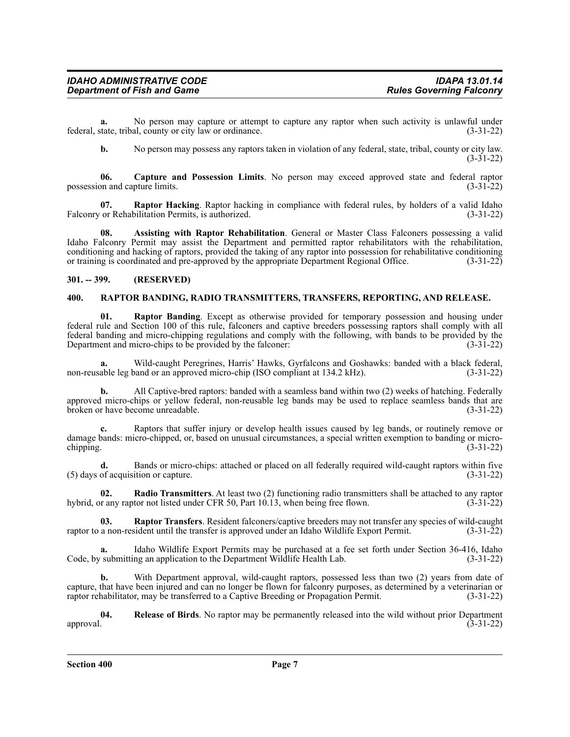**a.** No person may capture or attempt to capture any raptor when such activity is unlawful under federal, state, tribal, county or city law or ordinance. (3-31-22)

**b.** No person may possess any raptors taken in violation of any federal, state, tribal, county or city law. (3-31-22)

**06. Capture and Possession Limits**. No person may exceed approved state and federal raptor possession and capture limits. (3-31-22)

**07. Raptor Hacking**. Raptor hacking in compliance with federal rules, by holders of a valid Idaho Falconry or Rehabilitation Permits, is authorized. (3-31-22)

**08. Assisting with Raptor Rehabilitation**. General or Master Class Falconers possessing a valid Idaho Falconry Permit may assist the Department and permitted raptor rehabilitators with the rehabilitation, conditioning and hacking of raptors, provided the taking of any raptor into possession for rehabilitative conditioning or training is coordinated and pre-approved by the appropriate Department Regional Office. (3-31-22)

## 301. -- 399. (RESERVED)

## 400. RAPTOR BANDING, RADIO TRANSMITTERS, TRANSFERS, REPORTING, AND RELEASE.

**01. Raptor Banding**. Except as otherwise provided for temporary possession and housing under federal rule and Section 100 of this rule, falconers and captive breeders possessing raptors shall comply with all federal banding and micro-chipping regulations and comply with the following, with bands to be provided by the Department and micro-chips to be provided by the falconer: (3-31-22)

**a.** Wild-caught Peregrines, Harris' Hawks, Gyrfalcons and Goshawks: banded with a black federal, non-reusable leg band or an approved micro-chip (ISO compliant at 134.2 kHz). (3-31-22)

**b.** All Captive-bred raptors: banded with a seamless band within two (2) weeks of hatching. Federally approved micro-chips or yellow federal, non-reusable leg bands may be used to replace seamless bands that are broken or have become unreadable. (3-31-22)

**c.** Raptors that suffer injury or develop health issues caused by leg bands, or routinely remove or damage bands: micro-chipped, or, based on unusual circumstances, a special written exemption to banding or micro-chipping. (3-31-22)

**d.** Bands or micro-chips: attached or placed on all federally required wild-caught raptors within five (5) days of acquisition or capture. (3-31-22)

**02. Radio Transmitters**. At least two (2) functioning radio transmitters shall be attached to any raptor hybrid, or any raptor not listed under CFR 50, Part 10.13, when being free flown. (3-31-22)

**03. Raptor Transfers**. Resident falconers/captive breeders may not transfer any species of wild-caught raptor to a non-resident until the transfer is approved under an Idaho Wildlife Export Permit. (3-31-22)

**a.** Idaho Wildlife Export Permits may be purchased at a fee set forth under Section 36-416, Idaho Code, by submitting an application to the Department Wildlife Health Lab. (3-31-22)

**b.** With Department approval, wild-caught raptors, possessed less than two (2) years from date of capture, that have been injured and can no longer be flown for falconry purposes, as determined by a veterinarian or raptor rehabilitator, may be transferred to a Captive Breeding or Propagation Permit. (3-31-22)

**04. Release of Birds**. No raptor may be permanently released into the wild without prior Department approval. (3-31-22)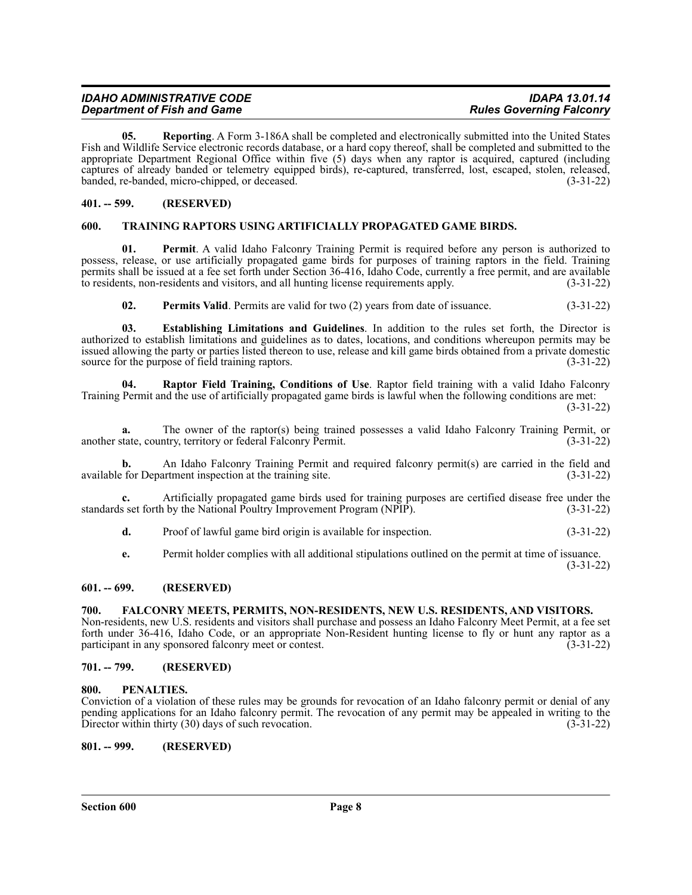**05. Reporting**. A Form 3-186A shall be completed and electronically submitted into the United States Fish and Wildlife Service electronic records database, or a hard copy thereof, shall be completed and submitted to the appropriate Department Regional Office within five (5) days when any raptor is acquired, captured (including captures of already banded or telemetry equipped birds), re-captured, transferred, lost, escaped, stolen, released, banded, re-banded, micro-chipped, or deceased. (3-31-22)

## 401. -- 599. (RESERVED)

## 600. TRAINING RAPTORS USING ARTIFICIALLY PROPAGATED GAME BIRDS.

**01. Permit**. A valid Idaho Falconry Training Permit is required before any person is authorized to possess, release, or use artificially propagated game birds for purposes of training raptors in the field. Training permits shall be issued at a fee set forth under Section 36-416, Idaho Code, currently a free permit, and are available to residents, non-residents and visitors, and all hunting license requirements apply. (3-31-22)

**02. Permits Valid**. Permits are valid for two (2) years from date of issuance. (3-31-22)

**03. Establishing Limitations and Guidelines**. In addition to the rules set forth, the Director is authorized to establish limitations and guidelines as to dates, locations, and conditions whereupon permits may be issued allowing the party or parties listed thereon to use, release and kill game birds obtained from a private domestic source for the purpose of field training raptors. (3-31-22)

**04. Raptor Field Training, Conditions of Use**. Raptor field training with a valid Idaho Falconry Training Permit and the use of artificially propagated game birds is lawful when the following conditions are met: (3-31-22)

**a.** The owner of the raptor(s) being trained possesses a valid Idaho Falconry Training Permit, or another state, country, territory or federal Falconry Permit. (3-31-22)

**b.** An Idaho Falconry Training Permit and required falconry permit(s) are carried in the field and available for Department inspection at the training site. (3-31-22)

**c.** Artificially propagated game birds used for training purposes are certified disease free under the standards set forth by the National Poultry Improvement Program (NPIP). (3-31-22)

**d.** Proof of lawful game bird origin is available for inspection. (3-31-22)

**e.** Permit holder complies with all additional stipulations outlined on the permit at time of issuance. (3-31-22)

## 601. -- 699. (RESERVED)

## 700. FALCONRY MEETS, PERMITS, NON-RESIDENTS, NEW U.S. RESIDENTS, AND VISITORS.

Non-residents, new U.S. residents and visitors shall purchase and possess an Idaho Falconry Meet Permit, at a fee set forth under 36-416, Idaho Code, or an appropriate Non-Resident hunting license to fly or hunt any raptor as a participant in any sponsored falconry meet or contest. (3-31-22)

## 701. -- 799. (RESERVED)

## 800. PENALTIES.

Conviction of a violation of these rules may be grounds for revocation of an Idaho falconry permit or denial of any pending applications for an Idaho falconry permit. The revocation of any permit may be appealed in writing to the Director within thirty (30) days of such revocation. (3-31-22)

## 801. -- 999. (RESERVED)